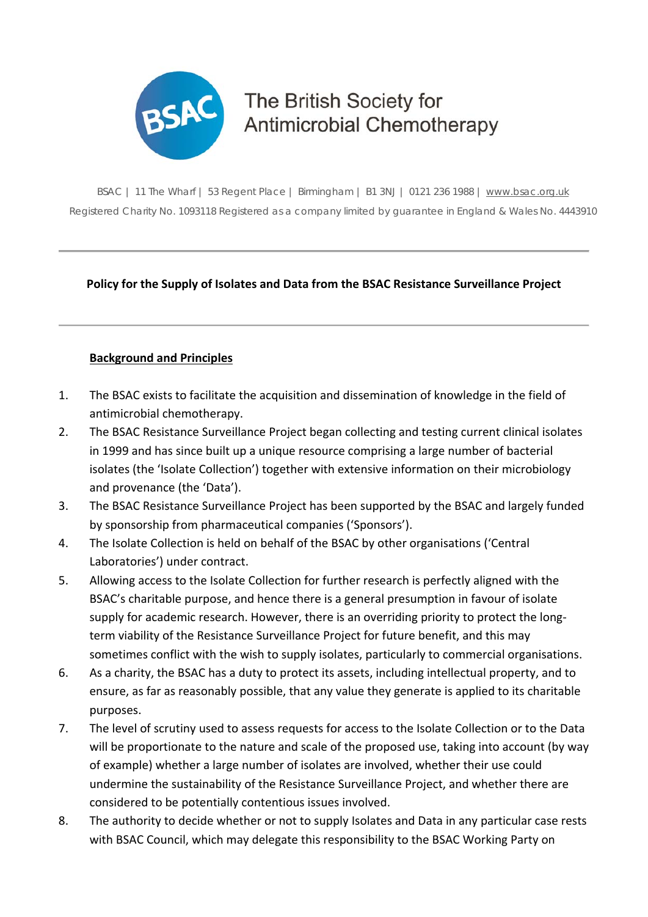The British Society for Antimicrobial Chemotherapy

BSAC | 11 The Wharf | 53 Regent Place | Birmingham | B1 3NJ | 0121 236 1988 | www.bsac.org.uk
Registered Charity No. 1093118 Registered as a company limited by guarantee in England & Wales No. 4443910

---

**Policy for the Supply of Isolates and Data from the BSAC Resistance Surveillance Project**

---

## Background and Principles

1. The BSAC exists to facilitate the acquisition and dissemination of knowledge in the field of antimicrobial chemotherapy.
2. The BSAC Resistance Surveillance Project began collecting and testing current clinical isolates in 1999 and has since built up a unique resource comprising a large number of bacterial isolates (the 'Isolate Collection') together with extensive information on their microbiology and provenance (the 'Data').
3. The BSAC Resistance Surveillance Project has been supported by the BSAC and largely funded by sponsorship from pharmaceutical companies ('Sponsors').
4. The Isolate Collection is held on behalf of the BSAC by other organisations ('Central Laboratories') under contract.
5. Allowing access to the Isolate Collection for further research is perfectly aligned with the BSAC's charitable purpose, and hence there is a general presumption in favour of isolate supply for academic research. However, there is an overriding priority to protect the long-term viability of the Resistance Surveillance Project for future benefit, and this may sometimes conflict with the wish to supply isolates, particularly to commercial organisations.
6. As a charity, the BSAC has a duty to protect its assets, including intellectual property, and to ensure, as far as reasonably possible, that any value they generate is applied to its charitable purposes.
7. The level of scrutiny used to assess requests for access to the Isolate Collection or to the Data will be proportionate to the nature and scale of the proposed use, taking into account (by way of example) whether a large number of isolates are involved, whether their use could undermine the sustainability of the Resistance Surveillance Project, and whether there are considered to be potentially contentious issues involved.
8. The authority to decide whether or not to supply Isolates and Data in any particular case rests with BSAC Council, which may delegate this responsibility to the BSAC Working Party on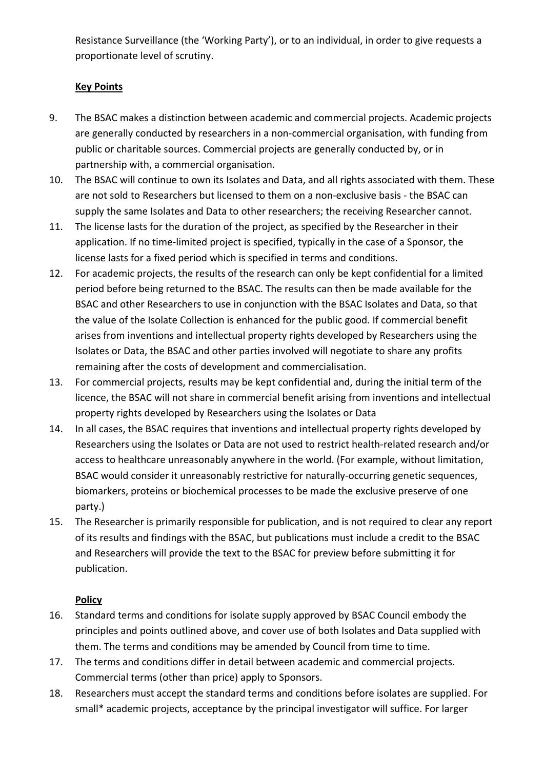Resistance Surveillance (the 'Working Party'), or to an individual, in order to give requests a proportionate level of scrutiny.

**Key Points**

9. The BSAC makes a distinction between academic and commercial projects. Academic projects are generally conducted by researchers in a non-commercial organisation, with funding from public or charitable sources. Commercial projects are generally conducted by, or in partnership with, a commercial organisation.
10. The BSAC will continue to own its Isolates and Data, and all rights associated with them. These are not sold to Researchers but licensed to them on a non-exclusive basis - the BSAC can supply the same Isolates and Data to other researchers; the receiving Researcher cannot.
11. The license lasts for the duration of the project, as specified by the Researcher in their application. If no time-limited project is specified, typically in the case of a Sponsor, the license lasts for a fixed period which is specified in terms and conditions.
12. For academic projects, the results of the research can only be kept confidential for a limited period before being returned to the BSAC. The results can then be made available for the BSAC and other Researchers to use in conjunction with the BSAC Isolates and Data, so that the value of the Isolate Collection is enhanced for the public good. If commercial benefit arises from inventions and intellectual property rights developed by Researchers using the Isolates or Data, the BSAC and other parties involved will negotiate to share any profits remaining after the costs of development and commercialisation.
13. For commercial projects, results may be kept confidential and, during the initial term of the licence, the BSAC will not share in commercial benefit arising from inventions and intellectual property rights developed by Researchers using the Isolates or Data
14. In all cases, the BSAC requires that inventions and intellectual property rights developed by Researchers using the Isolates or Data are not used to restrict health-related research and/or access to healthcare unreasonably anywhere in the world. (For example, without limitation, BSAC would consider it unreasonably restrictive for naturally-occurring genetic sequences, biomarkers, proteins or biochemical processes to be made the exclusive preserve of one party.)
15. The Researcher is primarily responsible for publication, and is not required to clear any report of its results and findings with the BSAC, but publications must include a credit to the BSAC and Researchers will provide the text to the BSAC for preview before submitting it for publication.

**Policy**

16. Standard terms and conditions for isolate supply approved by BSAC Council embody the principles and points outlined above, and cover use of both Isolates and Data supplied with them. The terms and conditions may be amended by Council from time to time.
17. The terms and conditions differ in detail between academic and commercial projects. Commercial terms (other than price) apply to Sponsors.
18. Researchers must accept the standard terms and conditions before isolates are supplied. For small* academic projects, acceptance by the principal investigator will suffice. For larger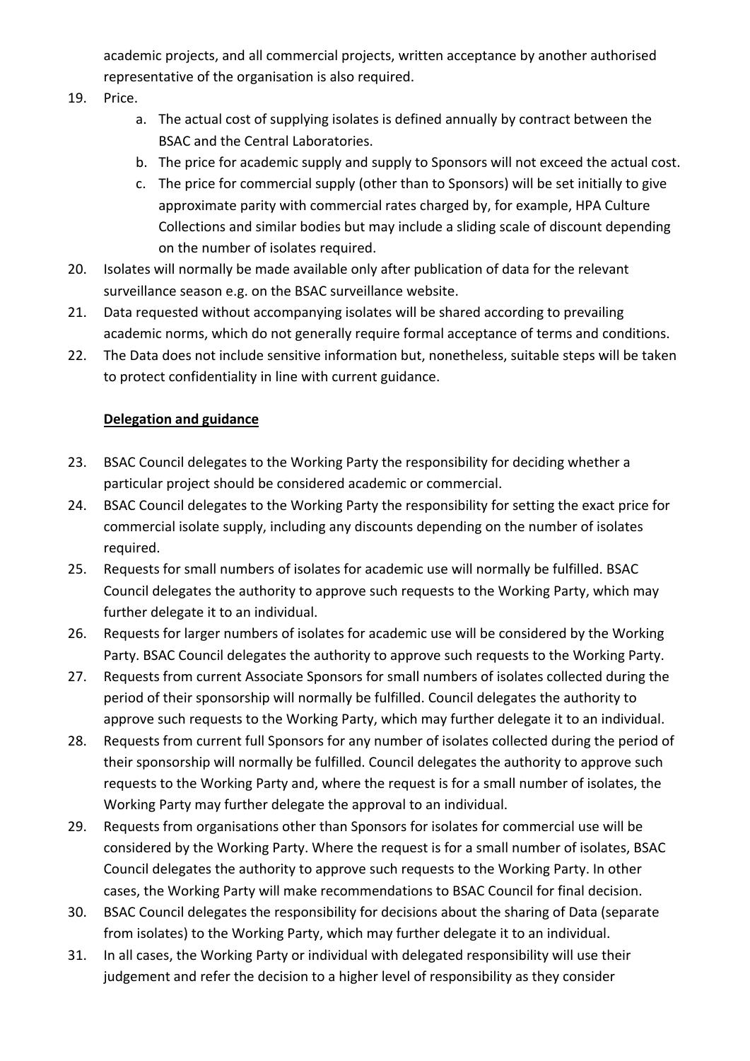academic projects, and all commercial projects, written acceptance by another authorised representative of the organisation is also required.

19. Price.
    a. The actual cost of supplying isolates is defined annually by contract between the BSAC and the Central Laboratories.
    b. The price for academic supply and supply to Sponsors will not exceed the actual cost.
    c. The price for commercial supply (other than to Sponsors) will be set initially to give approximate parity with commercial rates charged by, for example, HPA Culture Collections and similar bodies but may include a sliding scale of discount depending on the number of isolates required.
20. Isolates will normally be made available only after publication of data for the relevant surveillance season e.g. on the BSAC surveillance website.
21. Data requested without accompanying isolates will be shared according to prevailing academic norms, which do not generally require formal acceptance of terms and conditions.
22. The Data does not include sensitive information but, nonetheless, suitable steps will be taken to protect confidentiality in line with current guidance.

**Delegation and guidance**

23. BSAC Council delegates to the Working Party the responsibility for deciding whether a particular project should be considered academic or commercial.
24. BSAC Council delegates to the Working Party the responsibility for setting the exact price for commercial isolate supply, including any discounts depending on the number of isolates required.
25. Requests for small numbers of isolates for academic use will normally be fulfilled. BSAC Council delegates the authority to approve such requests to the Working Party, which may further delegate it to an individual.
26. Requests for larger numbers of isolates for academic use will be considered by the Working Party. BSAC Council delegates the authority to approve such requests to the Working Party.
27. Requests from current Associate Sponsors for small numbers of isolates collected during the period of their sponsorship will normally be fulfilled. Council delegates the authority to approve such requests to the Working Party, which may further delegate it to an individual.
28. Requests from current full Sponsors for any number of isolates collected during the period of their sponsorship will normally be fulfilled. Council delegates the authority to approve such requests to the Working Party and, where the request is for a small number of isolates, the Working Party may further delegate the approval to an individual.
29. Requests from organisations other than Sponsors for isolates for commercial use will be considered by the Working Party. Where the request is for a small number of isolates, BSAC Council delegates the authority to approve such requests to the Working Party. In other cases, the Working Party will make recommendations to BSAC Council for final decision.
30. BSAC Council delegates the responsibility for decisions about the sharing of Data (separate from isolates) to the Working Party, which may further delegate it to an individual.
31. In all cases, the Working Party or individual with delegated responsibility will use their judgement and refer the decision to a higher level of responsibility as they consider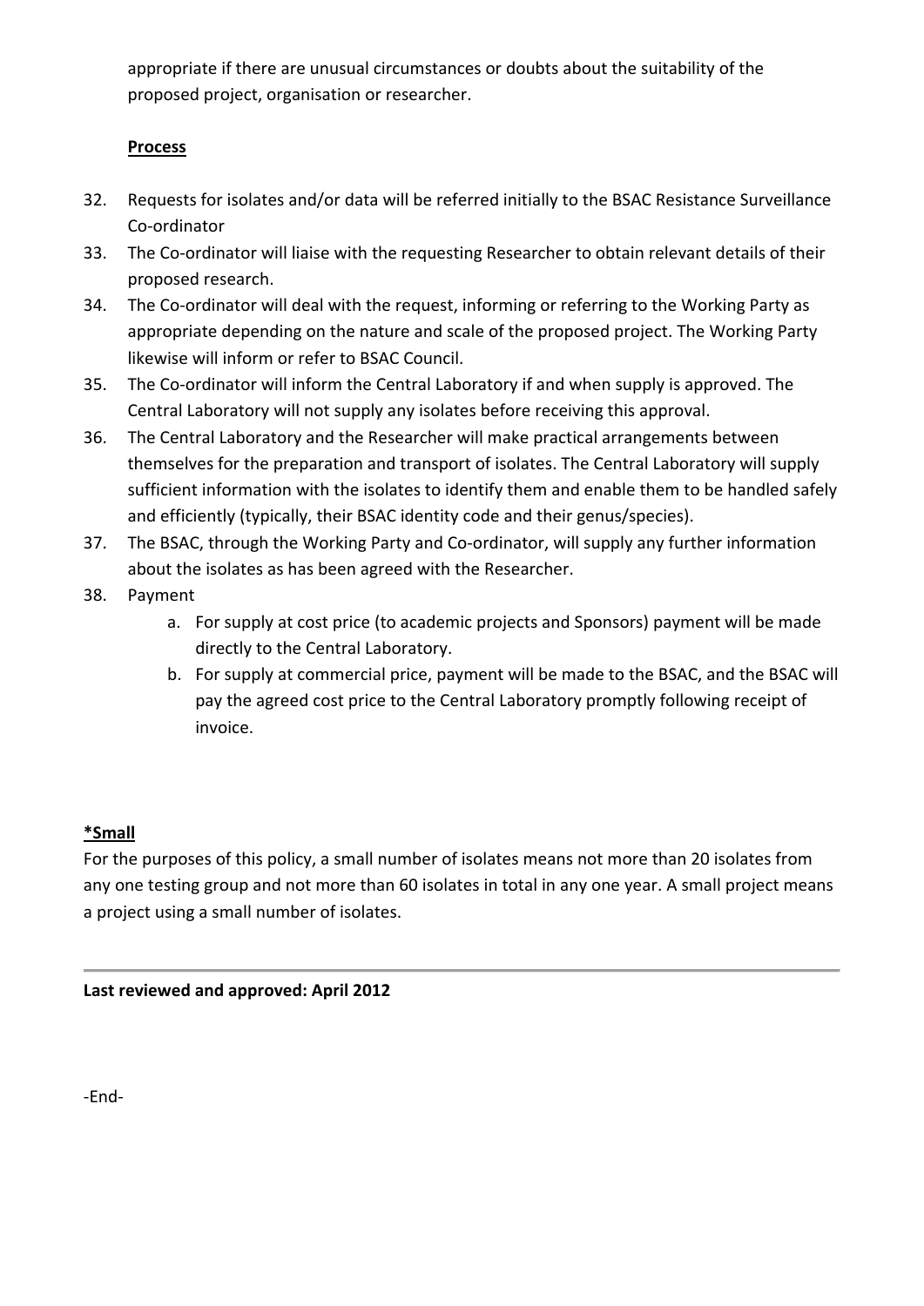appropriate if there are unusual circumstances or doubts about the suitability of the proposed project, organisation or researcher.

**Process**

32. Requests for isolates and/or data will be referred initially to the BSAC Resistance Surveillance Co-ordinator
33. The Co-ordinator will liaise with the requesting Researcher to obtain relevant details of their proposed research.
34. The Co-ordinator will deal with the request, informing or referring to the Working Party as appropriate depending on the nature and scale of the proposed project. The Working Party likewise will inform or refer to BSAC Council.
35. The Co-ordinator will inform the Central Laboratory if and when supply is approved. The Central Laboratory will not supply any isolates before receiving this approval.
36. The Central Laboratory and the Researcher will make practical arrangements between themselves for the preparation and transport of isolates. The Central Laboratory will supply sufficient information with the isolates to identify them and enable them to be handled safely and efficiently (typically, their BSAC identity code and their genus/species).
37. The BSAC, through the Working Party and Co-ordinator, will supply any further information about the isolates as has been agreed with the Researcher.
38. Payment
    a. For supply at cost price (to academic projects and Sponsors) payment will be made directly to the Central Laboratory.
    b. For supply at commercial price, payment will be made to the BSAC, and the BSAC will pay the agreed cost price to the Central Laboratory promptly following receipt of invoice.

**\*Small**

For the purposes of this policy, a small number of isolates means not more than 20 isolates from any one testing group and not more than 60 isolates in total in any one year. A small project means a project using a small number of isolates.

---

**Last reviewed and approved: April 2012**

-End-